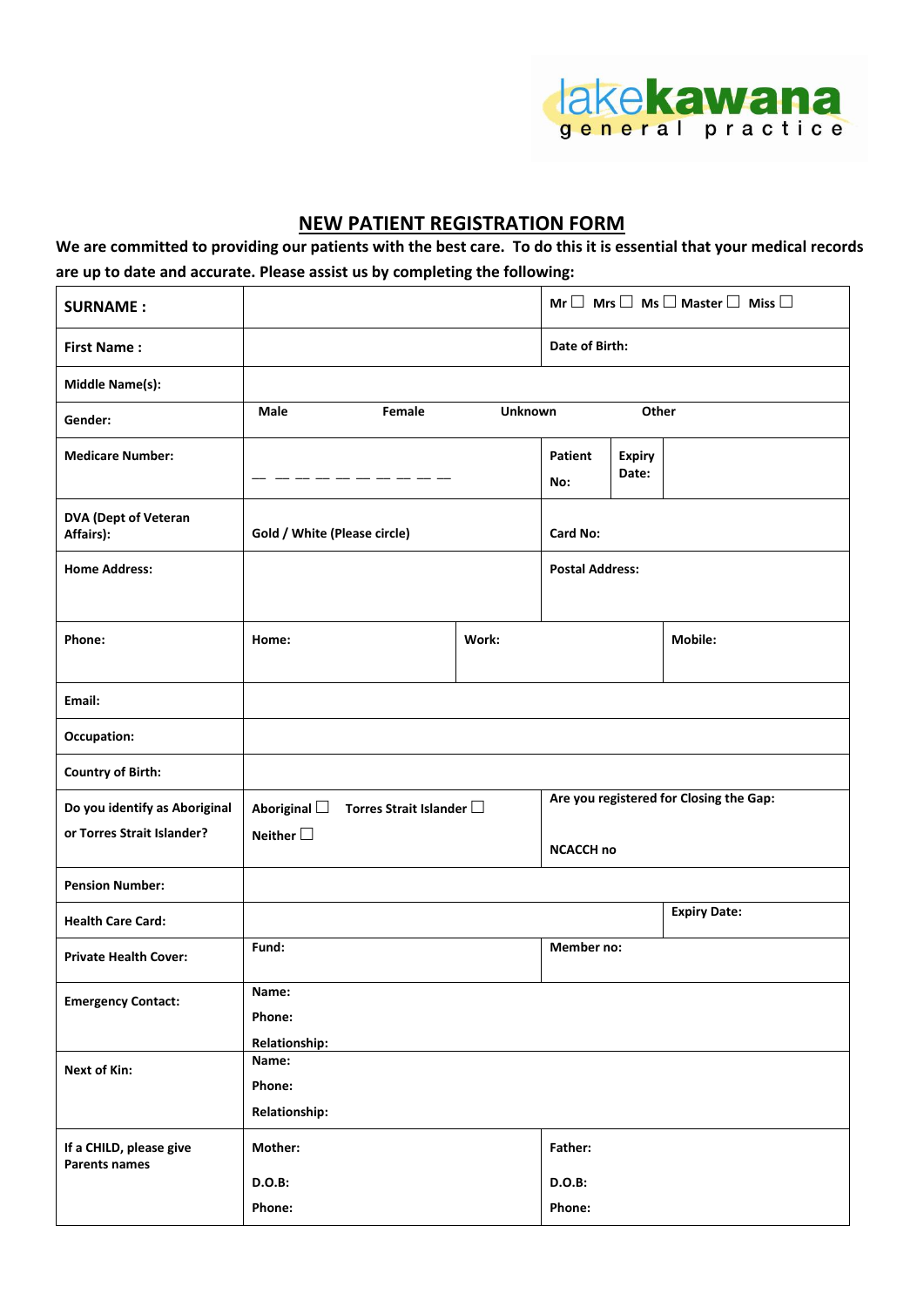lakekawana general practice

## NEW PATIENT REGISTRATION FORM

**We are committed to providing our patients with the best care. To do this it is essential that your medical records are up to date and accurate. Please assist us by completing the following:**

| **SURNAME :** | | | **Mr ☐ Mrs ☐ Ms ☐ Master ☐ Miss ☐** | |
|---|---|---|---|---|
| **First Name :** | | | **Date of Birth:** | |
| **Middle Name(s):** | | | | |
| **Gender:** | **Male** **Female** | | **Unknown** **Other** | |
| **Medicare Number:** | _ _ _ _ _ _ _ _ _ _ | | **Patient No:** | **Expiry Date:** |
| **DVA (Dept of Veteran Affairs):** | **Gold / White (Please circle)** | | **Card No:** | |
| **Home Address:** | | | **Postal Address:** | |
| **Phone:** | **Home:** | **Work:** | | **Mobile:** |
| **Email:** | | | | |
| **Occupation:** | | | | |
| **Country of Birth:** | | | | |
| **Do you identify as Aboriginal or Torres Strait Islander?** | **Aboriginal ☐ Torres Strait Islander ☐ Neither ☐** | | **Are you registered for Closing the Gap:** **NCACCH no** | |
| **Pension Number:** | | | | |
| **Health Care Card:** | | | | **Expiry Date:** |
| **Private Health Cover:** | **Fund:** | | **Member no:** | |
| **Emergency Contact:** | **Name:** **Phone:** **Relationship:** | | | |
| **Next of Kin:** | **Name:** **Phone:** **Relationship:** | | | |
| **If a CHILD, please give Parents names** | **Mother:** **D.O.B:** **Phone:** | | **Father:** **D.O.B:** **Phone:** | |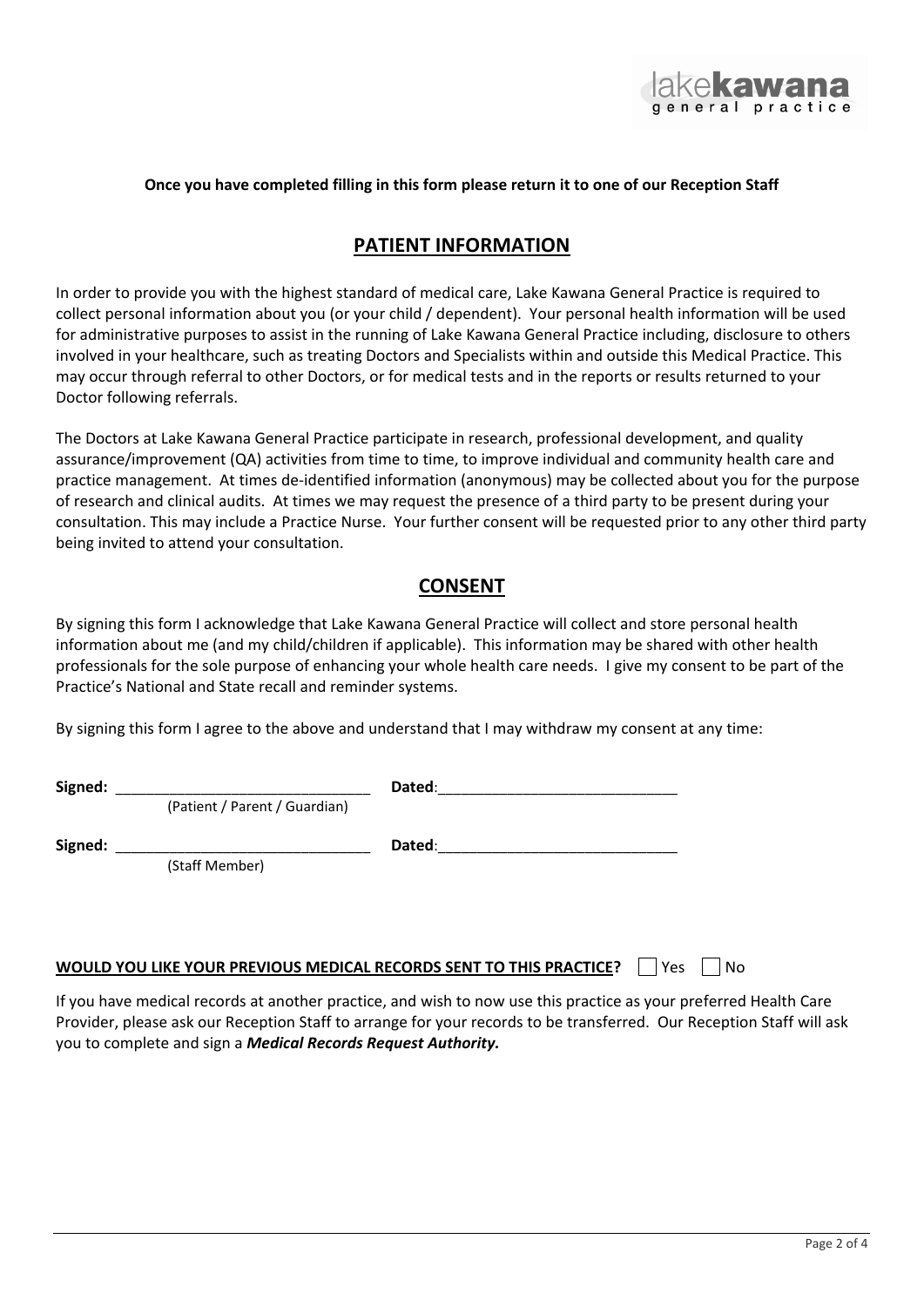**Once you have completed filling in this form please return it to one of our Reception Staff**

## PATIENT INFORMATION

In order to provide you with the highest standard of medical care, Lake Kawana General Practice is required to collect personal information about you (or your child / dependent). Your personal health information will be used for administrative purposes to assist in the running of Lake Kawana General Practice including, disclosure to others involved in your healthcare, such as treating Doctors and Specialists within and outside this Medical Practice. This may occur through referral to other Doctors, or for medical tests and in the reports or results returned to your Doctor following referrals.

The Doctors at Lake Kawana General Practice participate in research, professional development, and quality assurance/improvement (QA) activities from time to time, to improve individual and community health care and practice management. At times de-identified information (anonymous) may be collected about you for the purpose of research and clinical audits. At times we may request the presence of a third party to be present during your consultation. This may include a Practice Nurse. Your further consent will be requested prior to any other third party being invited to attend your consultation.

## CONSENT

By signing this form I acknowledge that Lake Kawana General Practice will collect and store personal health information about me (and my child/children if applicable). This information may be shared with other health professionals for the sole purpose of enhancing your whole health care needs. I give my consent to be part of the Practice's National and State recall and reminder systems.

By signing this form I agree to the above and understand that I may withdraw my consent at any time:

**Signed:** ______________________________ **Dated**:____________________________
(Patient / Parent / Guardian)

**Signed:** ______________________________ **Dated**:____________________________
(Staff Member)

**WOULD YOU LIKE YOUR PREVIOUS MEDICAL RECORDS SENT TO THIS PRACTICE?** ☐ Yes ☐ No

If you have medical records at another practice, and wish to now use this practice as your preferred Health Care Provider, please ask our Reception Staff to arrange for your records to be transferred. Our Reception Staff will ask you to complete and sign a ***Medical Records Request Authority.***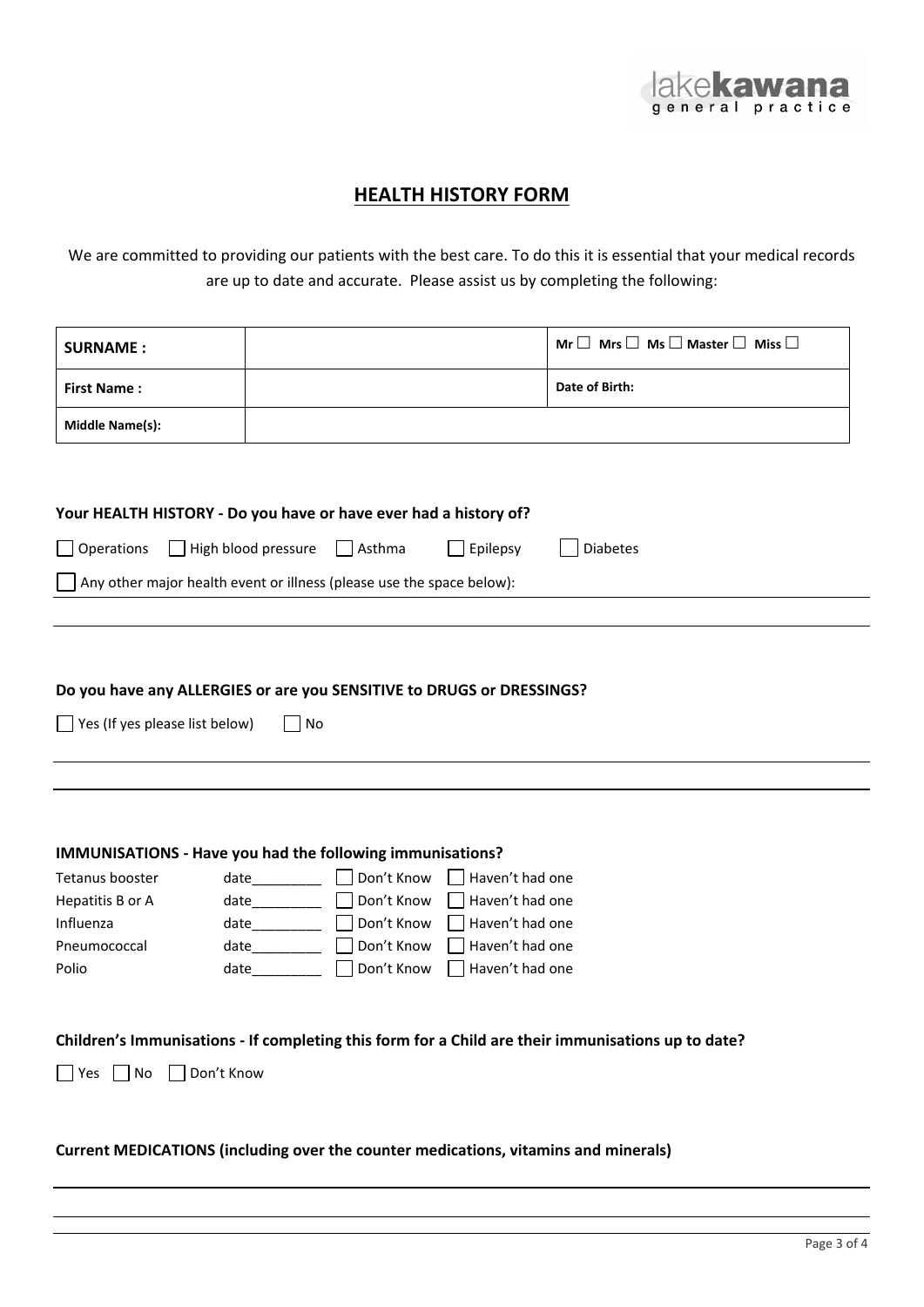lakekawana general practice

## HEALTH HISTORY FORM

We are committed to providing our patients with the best care. To do this it is essential that your medical records are up to date and accurate. Please assist us by completing the following:

| **SURNAME :** | | **Mr ☐ Mrs ☐ Ms ☐ Master ☐ Miss ☐** |
|---|---|---|
| **First Name :** | | **Date of Birth:** |
| **Middle Name(s):** | | |

**Your HEALTH HISTORY - Do you have or have ever had a history of?**

☐ Operations ☐ High blood pressure ☐ Asthma ☐ Epilepsy ☐ Diabetes

☐ Any other major health event or illness (please use the space below):

\_\_\_\_\_\_\_\_\_\_\_\_\_\_\_\_\_\_\_\_\_\_\_\_\_\_\_\_\_\_\_\_\_\_\_\_\_\_\_\_\_\_\_\_\_\_\_\_\_\_\_\_\_\_\_\_\_\_\_\_\_\_\_\_\_\_\_\_\_\_\_\_\_\_\_\_

\_\_\_\_\_\_\_\_\_\_\_\_\_\_\_\_\_\_\_\_\_\_\_\_\_\_\_\_\_\_\_\_\_\_\_\_\_\_\_\_\_\_\_\_\_\_\_\_\_\_\_\_\_\_\_\_\_\_\_\_\_\_\_\_\_\_\_\_\_\_\_\_\_\_\_\_

**Do you have any ALLERGIES or are you SENSITIVE to DRUGS or DRESSINGS?**

☐ Yes (If yes please list below) ☐ No

\_\_\_\_\_\_\_\_\_\_\_\_\_\_\_\_\_\_\_\_\_\_\_\_\_\_\_\_\_\_\_\_\_\_\_\_\_\_\_\_\_\_\_\_\_\_\_\_\_\_\_\_\_\_\_\_\_\_\_\_\_\_\_\_\_\_\_\_\_\_\_\_\_\_\_\_

\_\_\_\_\_\_\_\_\_\_\_\_\_\_\_\_\_\_\_\_\_\_\_\_\_\_\_\_\_\_\_\_\_\_\_\_\_\_\_\_\_\_\_\_\_\_\_\_\_\_\_\_\_\_\_\_\_\_\_\_\_\_\_\_\_\_\_\_\_\_\_\_\_\_\_\_

**IMMUNISATIONS - Have you had the following immunisations?**

| | | | |
|---|---|---|---|
| Tetanus booster | date\_\_\_\_\_\_\_\_\_ | ☐ Don't Know | ☐ Haven't had one |
| Hepatitis B or A | date\_\_\_\_\_\_\_\_\_ | ☐ Don't Know | ☐ Haven't had one |
| Influenza | date\_\_\_\_\_\_\_\_\_ | ☐ Don't Know | ☐ Haven't had one |
| Pneumococcal | date\_\_\_\_\_\_\_\_\_ | ☐ Don't Know | ☐ Haven't had one |
| Polio | date\_\_\_\_\_\_\_\_\_ | ☐ Don't Know | ☐ Haven't had one |

**Children's Immunisations - If completing this form for a Child are their immunisations up to date?**

☐ Yes ☐ No ☐ Don't Know

**Current MEDICATIONS (including over the counter medications, vitamins and minerals)**

\_\_\_\_\_\_\_\_\_\_\_\_\_\_\_\_\_\_\_\_\_\_\_\_\_\_\_\_\_\_\_\_\_\_\_\_\_\_\_\_\_\_\_\_\_\_\_\_\_\_\_\_\_\_\_\_\_\_\_\_\_\_\_\_\_\_\_\_\_\_\_\_\_\_\_\_

\_\_\_\_\_\_\_\_\_\_\_\_\_\_\_\_\_\_\_\_\_\_\_\_\_\_\_\_\_\_\_\_\_\_\_\_\_\_\_\_\_\_\_\_\_\_\_\_\_\_\_\_\_\_\_\_\_\_\_\_\_\_\_\_\_\_\_\_\_\_\_\_\_\_\_\_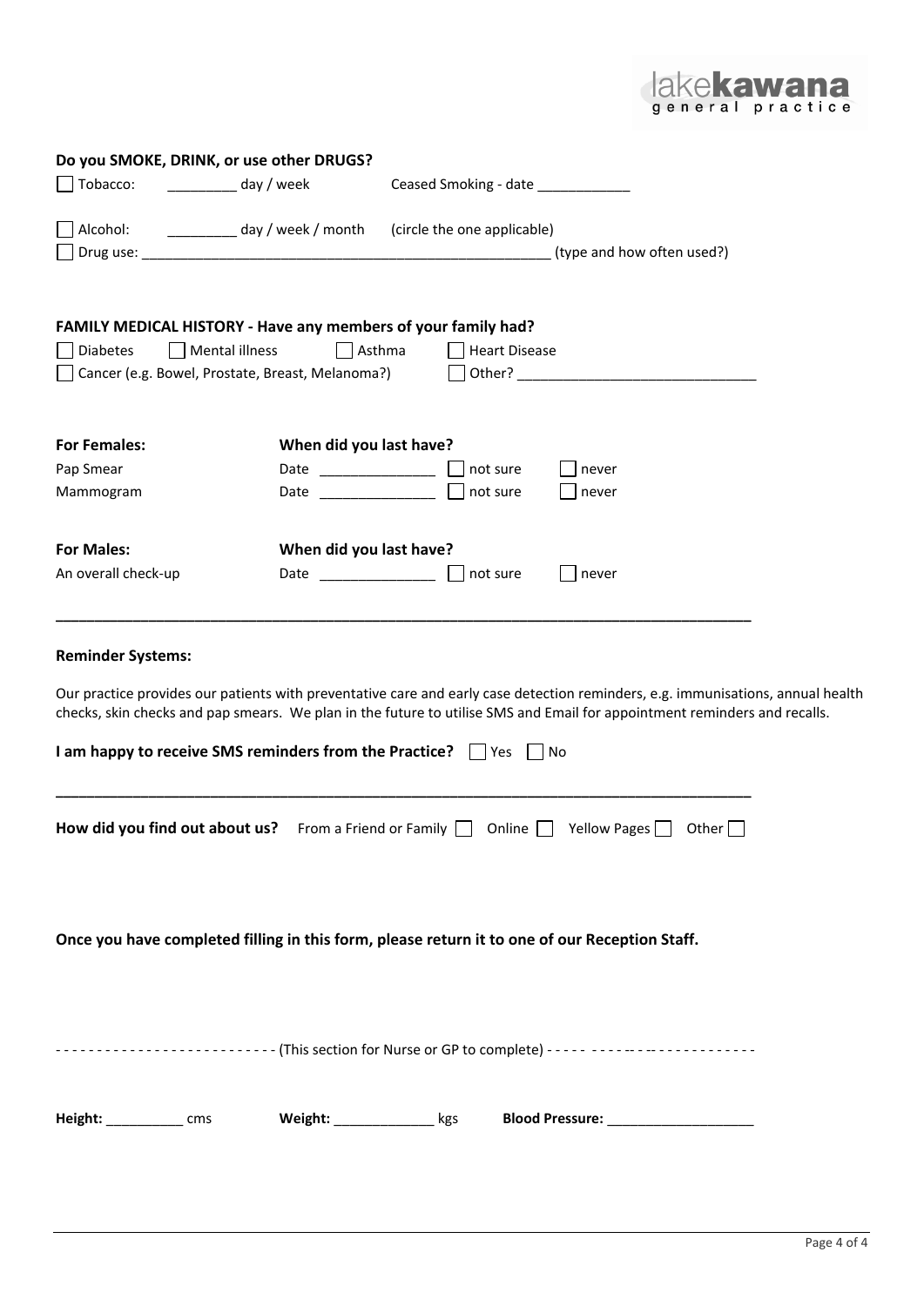**Do you SMOKE, DRINK, or use other DRUGS?**

☐ Tobacco: _________ day / week Ceased Smoking - date ____________

☐ Alcohol: _________ day / week / month (circle the one applicable)

☐ Drug use: _____________________________________________________ (type and how often used?)

**FAMILY MEDICAL HISTORY - Have any members of your family had?**

☐ Diabetes ☐ Mental illness ☐ Asthma ☐ Heart Disease

☐ Cancer (e.g. Bowel, Prostate, Breast, Melanoma?) ☐ Other? ______________________________

| **For Females:** | **When did you last have?** | | |
|---|---|---|---|
| Pap Smear | Date _______________ | ☐ not sure | ☐ never |
| Mammogram | Date _______________ | ☐ not sure | ☐ never |

| **For Males:** | **When did you last have?** | | |
|---|---|---|---|
| An overall check-up | Date _______________ | ☐ not sure | ☐ never |

---

**Reminder Systems:**

Our practice provides our patients with preventative care and early case detection reminders, e.g. immunisations, annual health checks, skin checks and pap smears. We plan in the future to utilise SMS and Email for appointment reminders and recalls.

**I am happy to receive SMS reminders from the Practice?** ☐ Yes ☐ No

---

**How did you find out about us?** From a Friend or Family ☐ Online ☐ Yellow Pages ☐ Other ☐

**Once you have completed filling in this form, please return it to one of our Reception Staff.**

- - - - - - - - - - - - - - - - - - - - - - - - - - (This section for Nurse or GP to complete) - - - - - - - - - - - - - - - - - - - - - - - - -

**Height:** __________ cms **Weight:** _____________ kgs **Blood Pressure:** ___________________